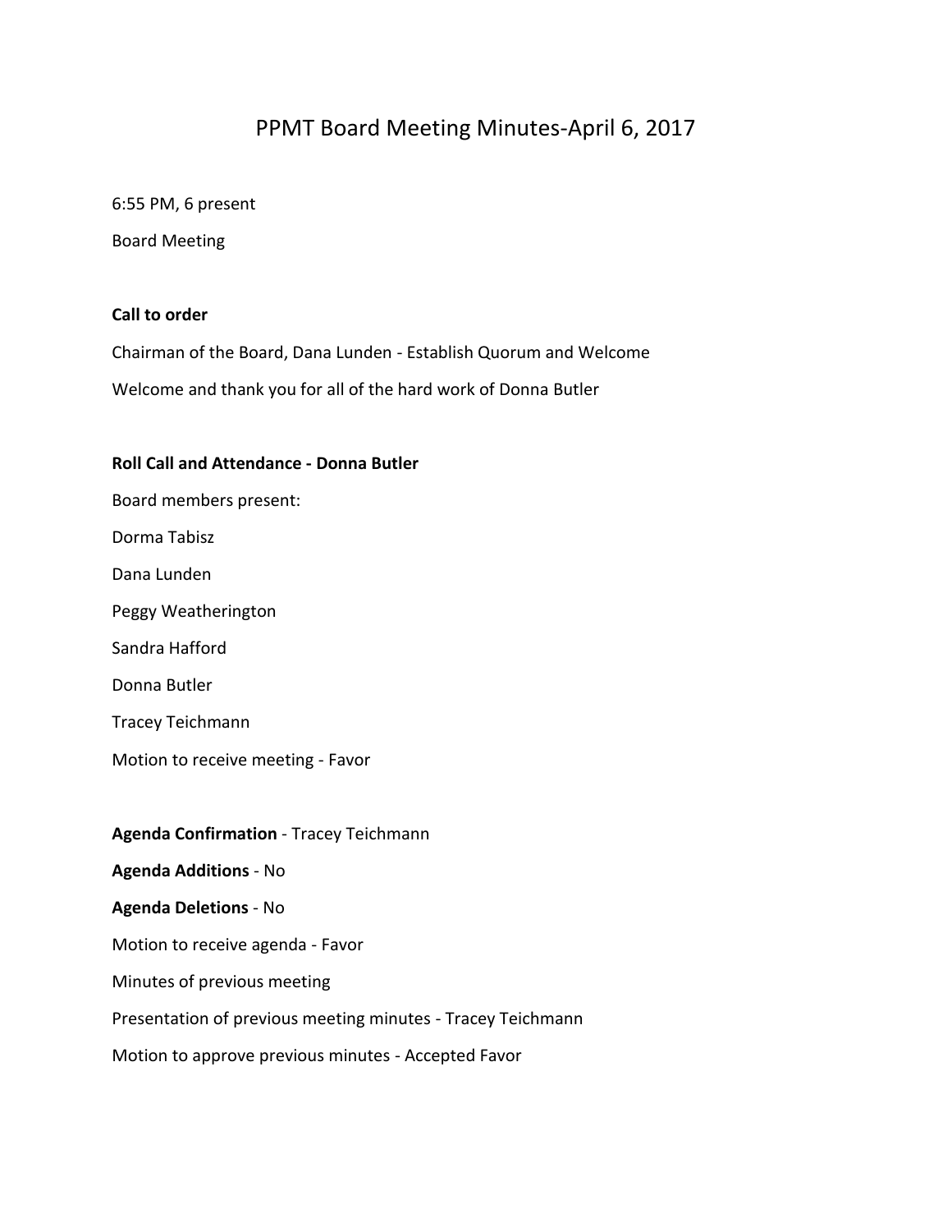# PPMT Board Meeting Minutes-April 6, 2017

6:55 PM, 6 present

Board Meeting

**Call to order**

Chairman of the Board, Dana Lunden - Establish Quorum and Welcome

Welcome and thank you for all of the hard work of Donna Butler

**Roll Call and Attendance - Donna Butler**

Board members present:

Dorma Tabisz

Dana Lunden

Peggy Weatherington

Sandra Hafford

Donna Butler

Tracey Teichmann

Motion to receive meeting - Favor

**Agenda Confirmation** - Tracey Teichmann

**Agenda Additions** - No

**Agenda Deletions** - No

Motion to receive agenda - Favor

Minutes of previous meeting

Presentation of previous meeting minutes - Tracey Teichmann

Motion to approve previous minutes - Accepted Favor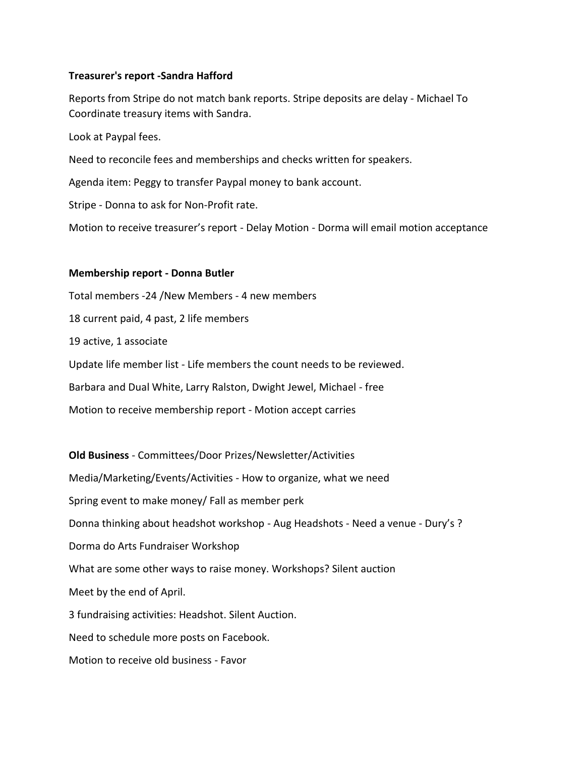**Treasurer's report -Sandra Hafford**

Reports from Stripe do not match bank reports. Stripe deposits are delay - Michael To Coordinate treasury items with Sandra.

Look at Paypal fees.

Need to reconcile fees and memberships and checks written for speakers.

Agenda item: Peggy to transfer Paypal money to bank account.

Stripe - Donna to ask for Non-Profit rate.

Motion to receive treasurer's report - Delay Motion - Dorma will email motion acceptance

**Membership report - Donna Butler**

Total members -24 /New Members - 4 new members

18 current paid, 4 past, 2 life members

19 active, 1 associate

Update life member list - Life members the count needs to be reviewed.

Barbara and Dual White, Larry Ralston, Dwight Jewel, Michael - free

Motion to receive membership report - Motion accept carries

**Old Business** - Committees/Door Prizes/Newsletter/Activities

Media/Marketing/Events/Activities - How to organize, what we need

Spring event to make money/ Fall as member perk

Donna thinking about headshot workshop - Aug Headshots - Need a venue - Dury's ?

Dorma do Arts Fundraiser Workshop

What are some other ways to raise money. Workshops? Silent auction

Meet by the end of April.

3 fundraising activities: Headshot. Silent Auction.

Need to schedule more posts on Facebook.

Motion to receive old business - Favor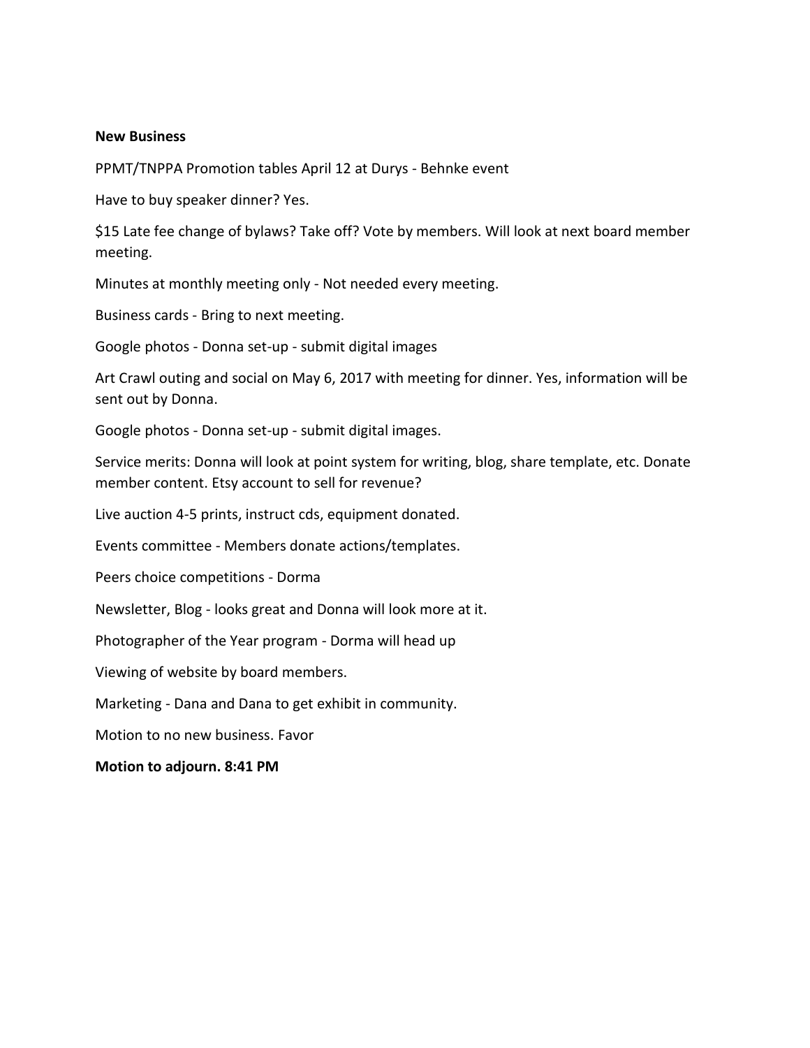**New Business**

PPMT/TNPPA Promotion tables April 12 at Durys - Behnke event

Have to buy speaker dinner? Yes.

$15 Late fee change of bylaws? Take off? Vote by members. Will look at next board member meeting.

Minutes at monthly meeting only - Not needed every meeting.

Business cards - Bring to next meeting.

Google photos - Donna set-up - submit digital images

Art Crawl outing and social on May 6, 2017 with meeting for dinner. Yes, information will be sent out by Donna.

Google photos - Donna set-up - submit digital images.

Service merits: Donna will look at point system for writing, blog, share template, etc. Donate member content. Etsy account to sell for revenue?

Live auction 4-5 prints, instruct cds, equipment donated.

Events committee - Members donate actions/templates.

Peers choice competitions - Dorma

Newsletter, Blog - looks great and Donna will look more at it.

Photographer of the Year program - Dorma will head up

Viewing of website by board members.

Marketing - Dana and Dana to get exhibit in community.

Motion to no new business. Favor

**Motion to adjourn. 8:41 PM**